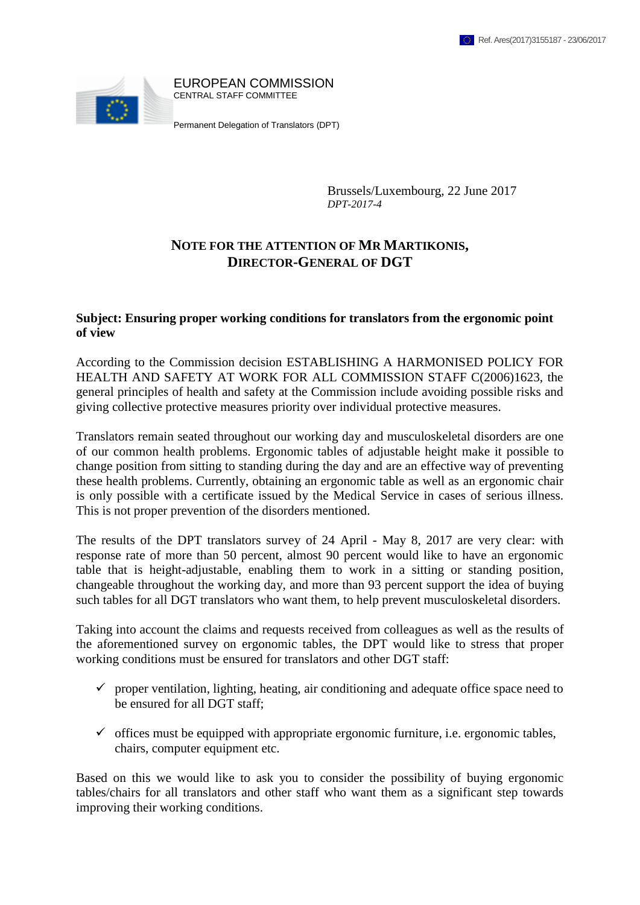Ref. Ares(2017)3155187 - 23/06/2017

EUROPEAN COMMISSION
CENTRAL STAFF COMMITTEE

Permanent Delegation of Translators (DPT)

Brussels/Luxembourg, 22 June 2017
*DPT-2017-4*

## NOTE FOR THE ATTENTION OF MR MARTIKONIS, DIRECTOR-GENERAL OF DGT

**Subject: Ensuring proper working conditions for translators from the ergonomic point of view**

According to the Commission decision ESTABLISHING A HARMONISED POLICY FOR HEALTH AND SAFETY AT WORK FOR ALL COMMISSION STAFF C(2006)1623, the general principles of health and safety at the Commission include avoiding possible risks and giving collective protective measures priority over individual protective measures.

Translators remain seated throughout our working day and musculoskeletal disorders are one of our common health problems. Ergonomic tables of adjustable height make it possible to change position from sitting to standing during the day and are an effective way of preventing these health problems. Currently, obtaining an ergonomic table as well as an ergonomic chair is only possible with a certificate issued by the Medical Service in cases of serious illness. This is not proper prevention of the disorders mentioned.

The results of the DPT translators survey of 24 April - May 8, 2017 are very clear: with response rate of more than 50 percent, almost 90 percent would like to have an ergonomic table that is height-adjustable, enabling them to work in a sitting or standing position, changeable throughout the working day, and more than 93 percent support the idea of buying such tables for all DGT translators who want them, to help prevent musculoskeletal disorders.

Taking into account the claims and requests received from colleagues as well as the results of the aforementioned survey on ergonomic tables, the DPT would like to stress that proper working conditions must be ensured for translators and other DGT staff:

- ✓ proper ventilation, lighting, heating, air conditioning and adequate office space need to be ensured for all DGT staff;
- ✓ offices must be equipped with appropriate ergonomic furniture, i.e. ergonomic tables, chairs, computer equipment etc.

Based on this we would like to ask you to consider the possibility of buying ergonomic tables/chairs for all translators and other staff who want them as a significant step towards improving their working conditions.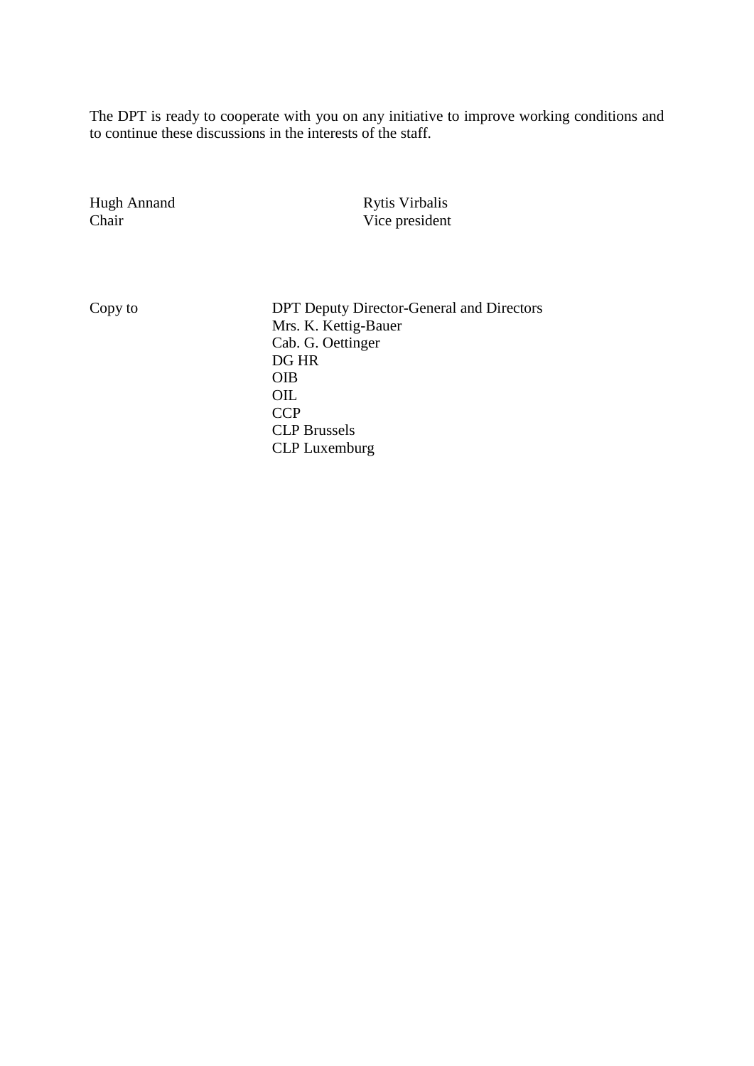The DPT is ready to cooperate with you on any initiative to improve working conditions and to continue these discussions in the interests of the staff.

| | |
|---|---|
| Hugh Annand<br>Chair | Rytis Virbalis<br>Vice president |

Copy to

DPT Deputy Director-General and Directors
Mrs. K. Kettig-Bauer
Cab. G. Oettinger
DG HR
OIB
OIL
CCP
CLP Brussels
CLP Luxemburg